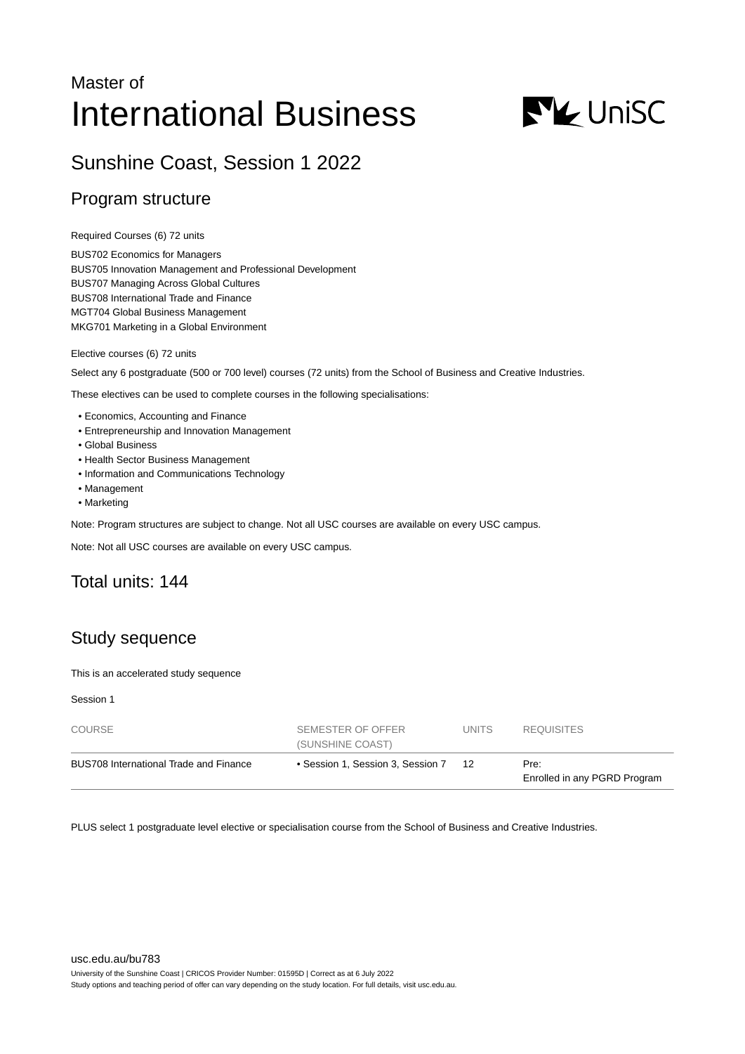Master of

# International Business

## Sunshine Coast, Session 1 2022

## Program structure

Required Courses (6) 72 units

BUS702 Economics for Managers
BUS705 Innovation Management and Professional Development
BUS707 Managing Across Global Cultures
BUS708 International Trade and Finance
MGT704 Global Business Management
MKG701 Marketing in a Global Environment

Elective courses (6) 72 units

Select any 6 postgraduate (500 or 700 level) courses (72 units) from the School of Business and Creative Industries.

These electives can be used to complete courses in the following specialisations:

- Economics, Accounting and Finance
- Entrepreneurship and Innovation Management
- Global Business
- Health Sector Business Management
- Information and Communications Technology
- Management
- Marketing

Note: Program structures are subject to change. Not all USC courses are available on every USC campus.

Note: Not all USC courses are available on every USC campus.

## Total units: 144

## Study sequence

This is an accelerated study sequence

Session 1

| COURSE | SEMESTER OF OFFER (SUNSHINE COAST) | UNITS | REQUISITES |
|---|---|---|---|
| BUS708 International Trade and Finance | • Session 1, Session 3, Session 7 | 12 | Pre: Enrolled in any PGRD Program |

PLUS select 1 postgraduate level elective or specialisation course from the School of Business and Creative Industries.

usc.edu.au/bu783

University of the Sunshine Coast | CRICOS Provider Number: 01595D | Correct as at 6 July 2022
Study options and teaching period of offer can vary depending on the study location. For full details, visit usc.edu.au.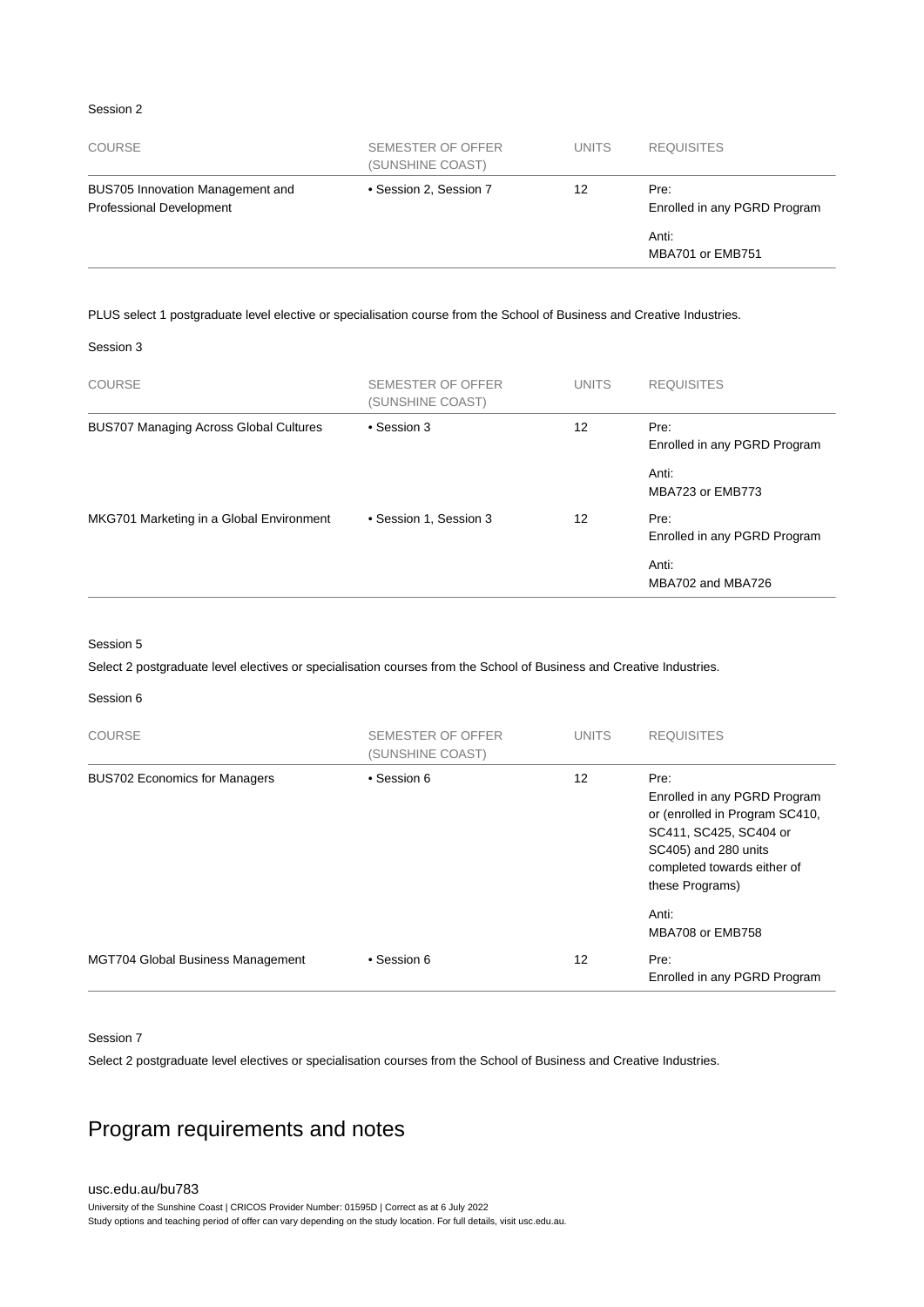Session 2

| COURSE | SEMESTER OF OFFER (SUNSHINE COAST) | UNITS | REQUISITES |
|---|---|---|---|
| BUS705 Innovation Management and Professional Development | • Session 2, Session 7 | 12 | Pre: Enrolled in any PGRD Program<br><br>Anti: MBA701 or EMB751 |

PLUS select 1 postgraduate level elective or specialisation course from the School of Business and Creative Industries.

Session 3

| COURSE | SEMESTER OF OFFER (SUNSHINE COAST) | UNITS | REQUISITES |
|---|---|---|---|
| BUS707 Managing Across Global Cultures | • Session 3 | 12 | Pre: Enrolled in any PGRD Program<br><br>Anti: MBA723 or EMB773 |
| MKG701 Marketing in a Global Environment | • Session 1, Session 3 | 12 | Pre: Enrolled in any PGRD Program<br><br>Anti: MBA702 and MBA726 |

Session 5

Select 2 postgraduate level electives or specialisation courses from the School of Business and Creative Industries.

Session 6

| COURSE | SEMESTER OF OFFER (SUNSHINE COAST) | UNITS | REQUISITES |
|---|---|---|---|
| BUS702 Economics for Managers | • Session 6 | 12 | Pre: Enrolled in any PGRD Program or (enrolled in Program SC410, SC411, SC425, SC404 or SC405) and 280 units completed towards either of these Programs)<br><br>Anti: MBA708 or EMB758 |
| MGT704 Global Business Management | • Session 6 | 12 | Pre: Enrolled in any PGRD Program |

Session 7

Select 2 postgraduate level electives or specialisation courses from the School of Business and Creative Industries.

## Program requirements and notes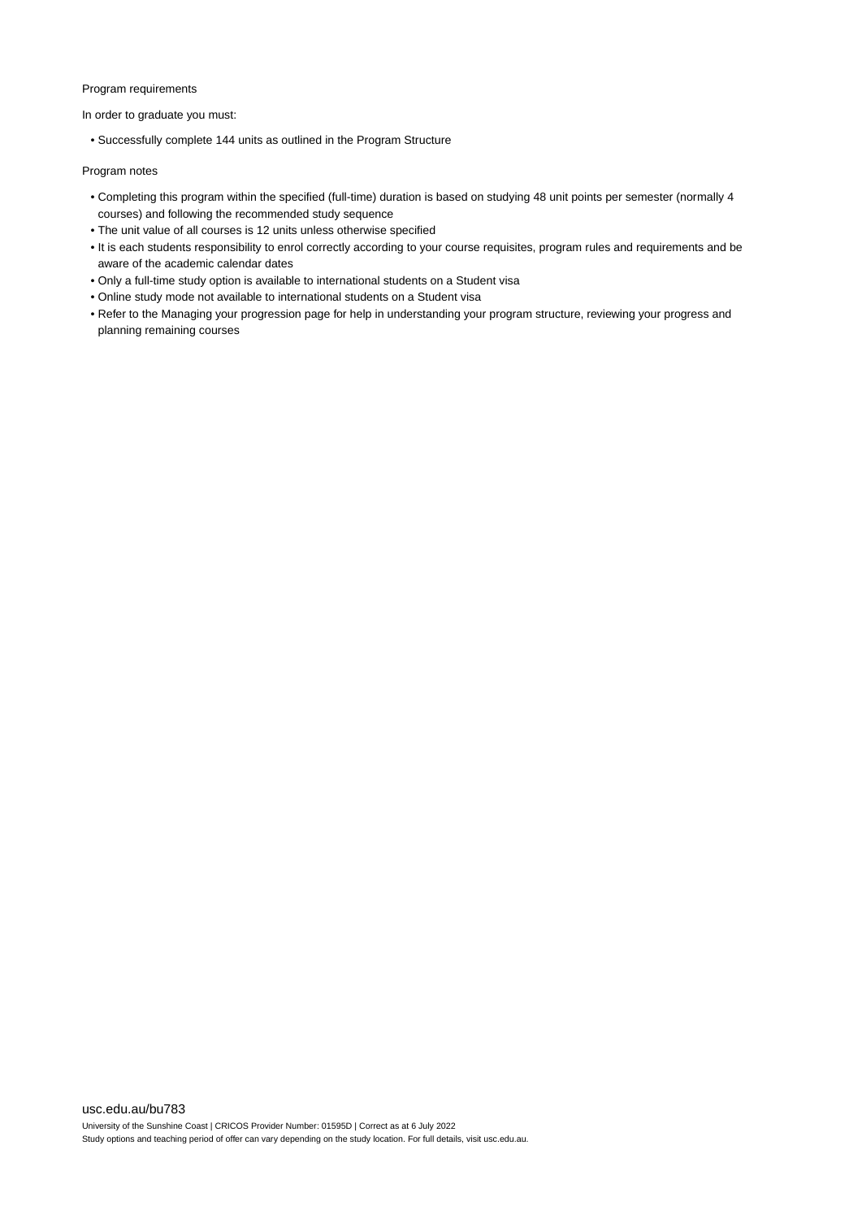## Program requirements

In order to graduate you must:

- Successfully complete 144 units as outlined in the Program Structure

## Program notes

- Completing this program within the specified (full-time) duration is based on studying 48 unit points per semester (normally 4 courses) and following the recommended study sequence
- The unit value of all courses is 12 units unless otherwise specified
- It is each students responsibility to enrol correctly according to your course requisites, program rules and requirements and be aware of the academic calendar dates
- Only a full-time study option is available to international students on a Student visa
- Online study mode not available to international students on a Student visa
- Refer to the Managing your progression page for help in understanding your program structure, reviewing your progress and planning remaining courses

usc.edu.au/bu783

University of the Sunshine Coast | CRICOS Provider Number: 01595D | Correct as at 6 July 2022

Study options and teaching period of offer can vary depending on the study location. For full details, visit usc.edu.au.